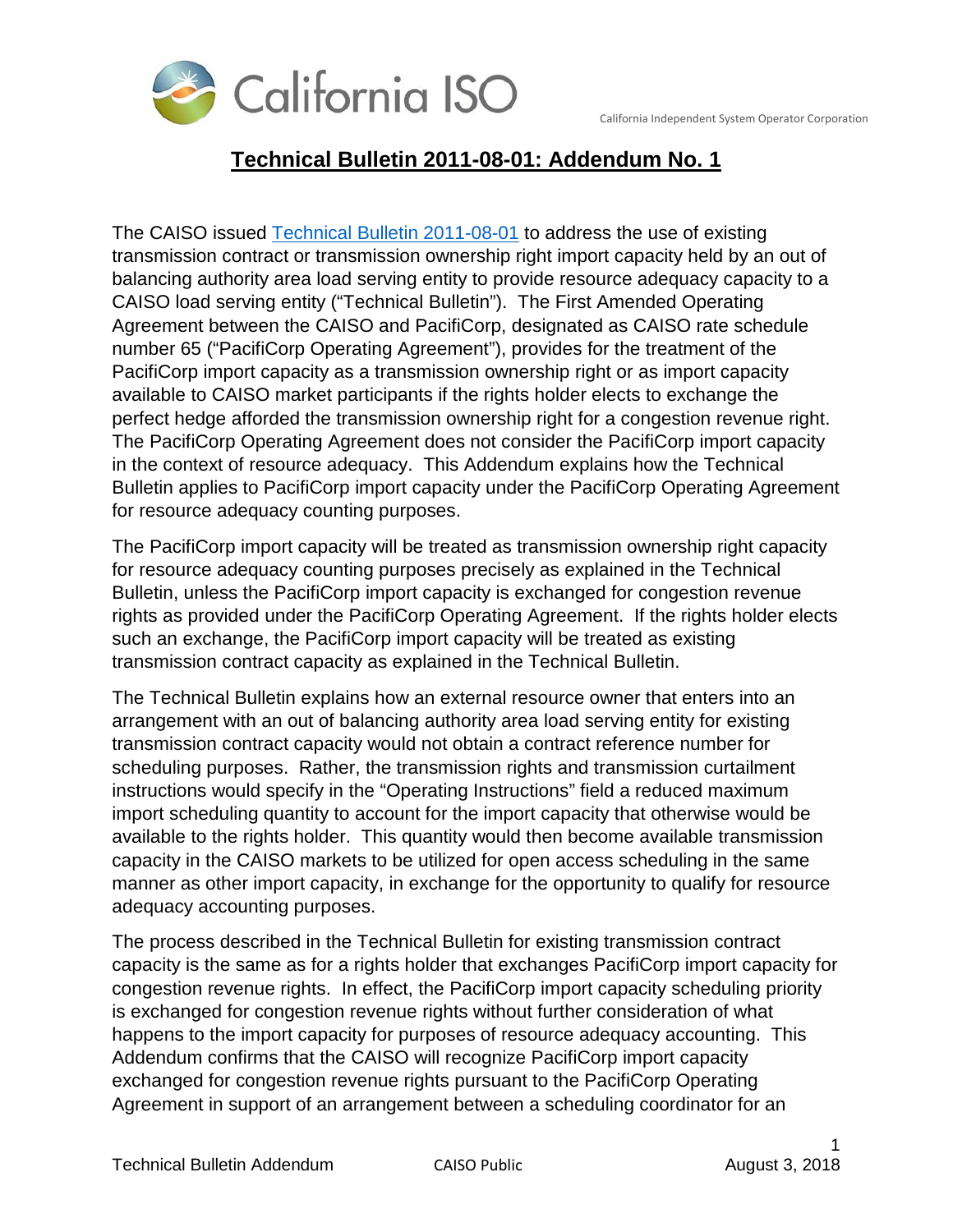## Technical Bulletin 2011-08-01: Addendum No. 1

The CAISO issued [Technical Bulletin 2011-08-01](Technical Bulletin 2011-08-01) to address the use of existing transmission contract or transmission ownership right import capacity held by an out of balancing authority area load serving entity to provide resource adequacy capacity to a CAISO load serving entity ("Technical Bulletin"). The First Amended Operating Agreement between the CAISO and PacifiCorp, designated as CAISO rate schedule number 65 ("PacifiCorp Operating Agreement"), provides for the treatment of the PacifiCorp import capacity as a transmission ownership right or as import capacity available to CAISO market participants if the rights holder elects to exchange the perfect hedge afforded the transmission ownership right for a congestion revenue right. The PacifiCorp Operating Agreement does not consider the PacifiCorp import capacity in the context of resource adequacy. This Addendum explains how the Technical Bulletin applies to PacifiCorp import capacity under the PacifiCorp Operating Agreement for resource adequacy counting purposes.

The PacifiCorp import capacity will be treated as transmission ownership right capacity for resource adequacy counting purposes precisely as explained in the Technical Bulletin, unless the PacifiCorp import capacity is exchanged for congestion revenue rights as provided under the PacifiCorp Operating Agreement. If the rights holder elects such an exchange, the PacifiCorp import capacity will be treated as existing transmission contract capacity as explained in the Technical Bulletin.

The Technical Bulletin explains how an external resource owner that enters into an arrangement with an out of balancing authority area load serving entity for existing transmission contract capacity would not obtain a contract reference number for scheduling purposes. Rather, the transmission rights and transmission curtailment instructions would specify in the "Operating Instructions" field a reduced maximum import scheduling quantity to account for the import capacity that otherwise would be available to the rights holder. This quantity would then become available transmission capacity in the CAISO markets to be utilized for open access scheduling in the same manner as other import capacity, in exchange for the opportunity to qualify for resource adequacy accounting purposes.

The process described in the Technical Bulletin for existing transmission contract capacity is the same as for a rights holder that exchanges PacifiCorp import capacity for congestion revenue rights. In effect, the PacifiCorp import capacity scheduling priority is exchanged for congestion revenue rights without further consideration of what happens to the import capacity for purposes of resource adequacy accounting. This Addendum confirms that the CAISO will recognize PacifiCorp import capacity exchanged for congestion revenue rights pursuant to the PacifiCorp Operating Agreement in support of an arrangement between a scheduling coordinator for an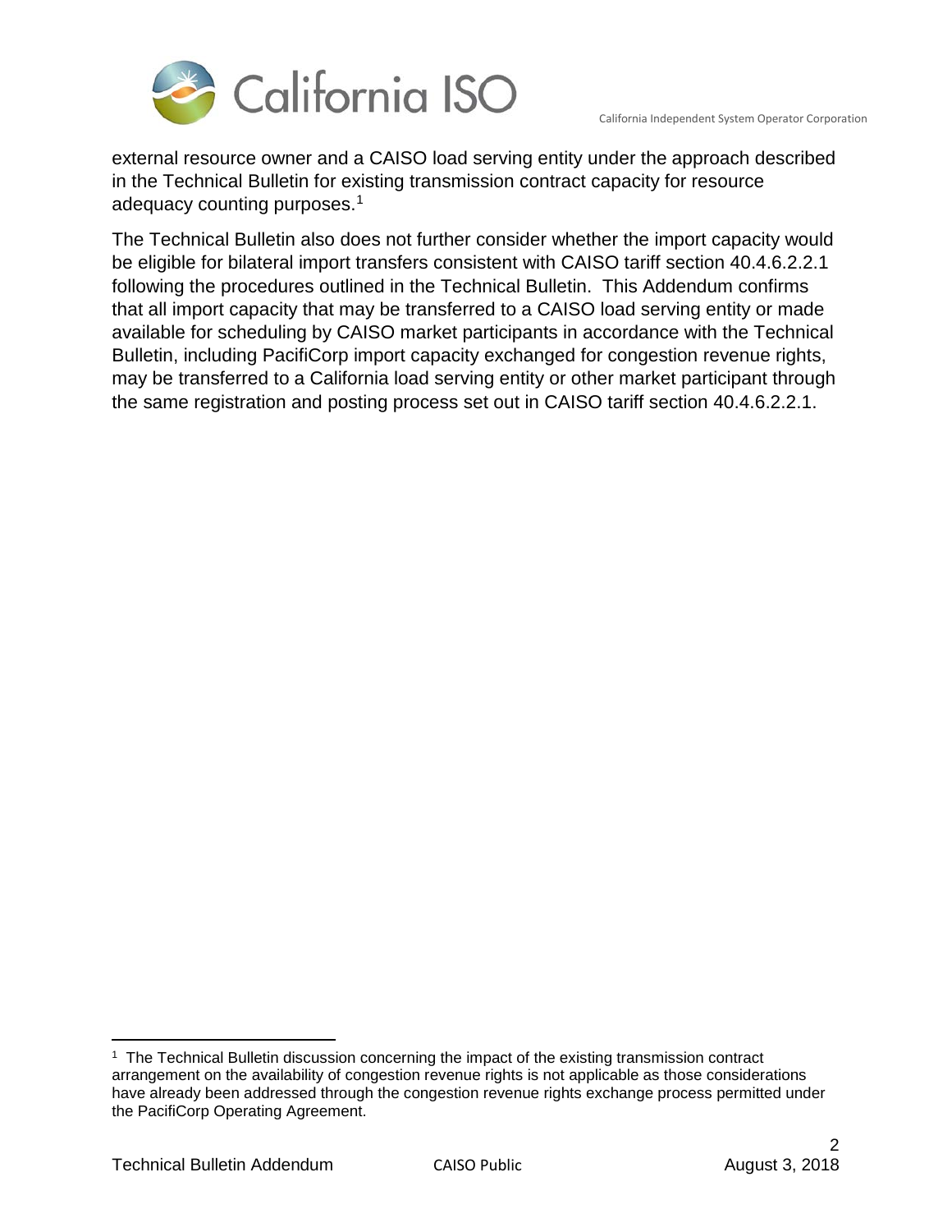external resource owner and a CAISO load serving entity under the approach described in the Technical Bulletin for existing transmission contract capacity for resource adequacy counting purposes.[1]

The Technical Bulletin also does not further consider whether the import capacity would be eligible for bilateral import transfers consistent with CAISO tariff section 40.4.6.2.2.1 following the procedures outlined in the Technical Bulletin. This Addendum confirms that all import capacity that may be transferred to a CAISO load serving entity or made available for scheduling by CAISO market participants in accordance with the Technical Bulletin, including PacifiCorp import capacity exchanged for congestion revenue rights, may be transferred to a California load serving entity or other market participant through the same registration and posting process set out in CAISO tariff section 40.4.6.2.2.1.

[1] The Technical Bulletin discussion concerning the impact of the existing transmission contract arrangement on the availability of congestion revenue rights is not applicable as those considerations have already been addressed through the congestion revenue rights exchange process permitted under the PacifiCorp Operating Agreement.